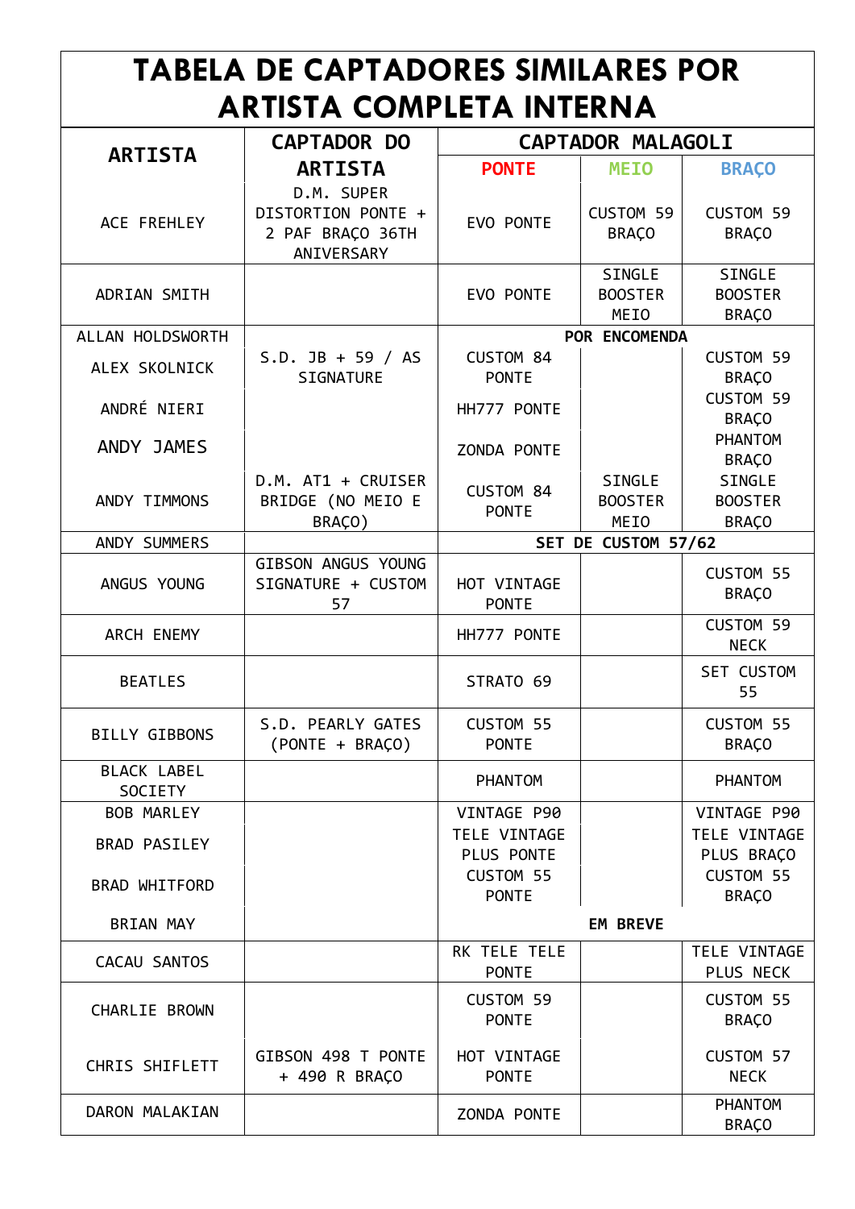# TABELA DE CAPTADORES SIMILARES POR ARTISTA COMPLETA INTERNA

| ARTISTA | CAPTADOR DO ARTISTA | CAPTADOR MALAGOLI | | |
|---|---|---|---|---|
| | | PONTE | MEIO | BRAÇO |
| ACE FREHLEY | D.M. SUPER DISTORTION PONTE + 2 PAF BRAÇO 36TH ANIVERSARY | EVO PONTE | CUSTOM 59 BRAÇO | CUSTOM 59 BRAÇO |
| ADRIAN SMITH | | EVO PONTE | SINGLE BOOSTER MEIO | SINGLE BOOSTER BRAÇO |
| ALLAN HOLDSWORTH | | POR ENCOMENDA | | |
| ALEX SKOLNICK | S.D. JB + 59 / AS SIGNATURE | CUSTOM 84 PONTE | | CUSTOM 59 BRAÇO |
| ANDRÉ NIERI | | HH777 PONTE | | CUSTOM 59 BRAÇO |
| ANDY JAMES | | ZONDA PONTE | | PHANTOM BRAÇO |
| ANDY TIMMONS | D.M. AT1 + CRUISER BRIDGE (NO MEIO E BRAÇO) | CUSTOM 84 PONTE | SINGLE BOOSTER MEIO | SINGLE BOOSTER BRAÇO |
| ANDY SUMMERS | | SET DE CUSTOM 57/62 | | |
| ANGUS YOUNG | GIBSON ANGUS YOUNG SIGNATURE + CUSTOM 57 | HOT VINTAGE PONTE | | CUSTOM 55 BRAÇO |
| ARCH ENEMY | | HH777 PONTE | | CUSTOM 59 NECK |
| BEATLES | | STRATO 69 | | SET CUSTOM 55 |
| BILLY GIBBONS | S.D. PEARLY GATES (PONTE + BRAÇO) | CUSTOM 55 PONTE | | CUSTOM 55 BRAÇO |
| BLACK LABEL SOCIETY | | PHANTOM | | PHANTOM |
| BOB MARLEY | | VINTAGE P90 | | VINTAGE P90 |
| BRAD PASILEY | | TELE VINTAGE PLUS PONTE | | TELE VINTAGE PLUS BRAÇO |
| BRAD WHITFORD | | CUSTOM 55 PONTE | | CUSTOM 55 BRAÇO |
| BRIAN MAY | | EM BREVE | | |
| CACAU SANTOS | | RK TELE TELE PONTE | | TELE VINTAGE PLUS NECK |
| CHARLIE BROWN | | CUSTOM 59 PONTE | | CUSTOM 55 BRAÇO |
| CHRIS SHIFLETT | GIBSON 498 T PONTE + 490 R BRAÇO | HOT VINTAGE PONTE | | CUSTOM 57 NECK |
| DARON MALAKIAN | | ZONDA PONTE | | PHANTOM BRAÇO |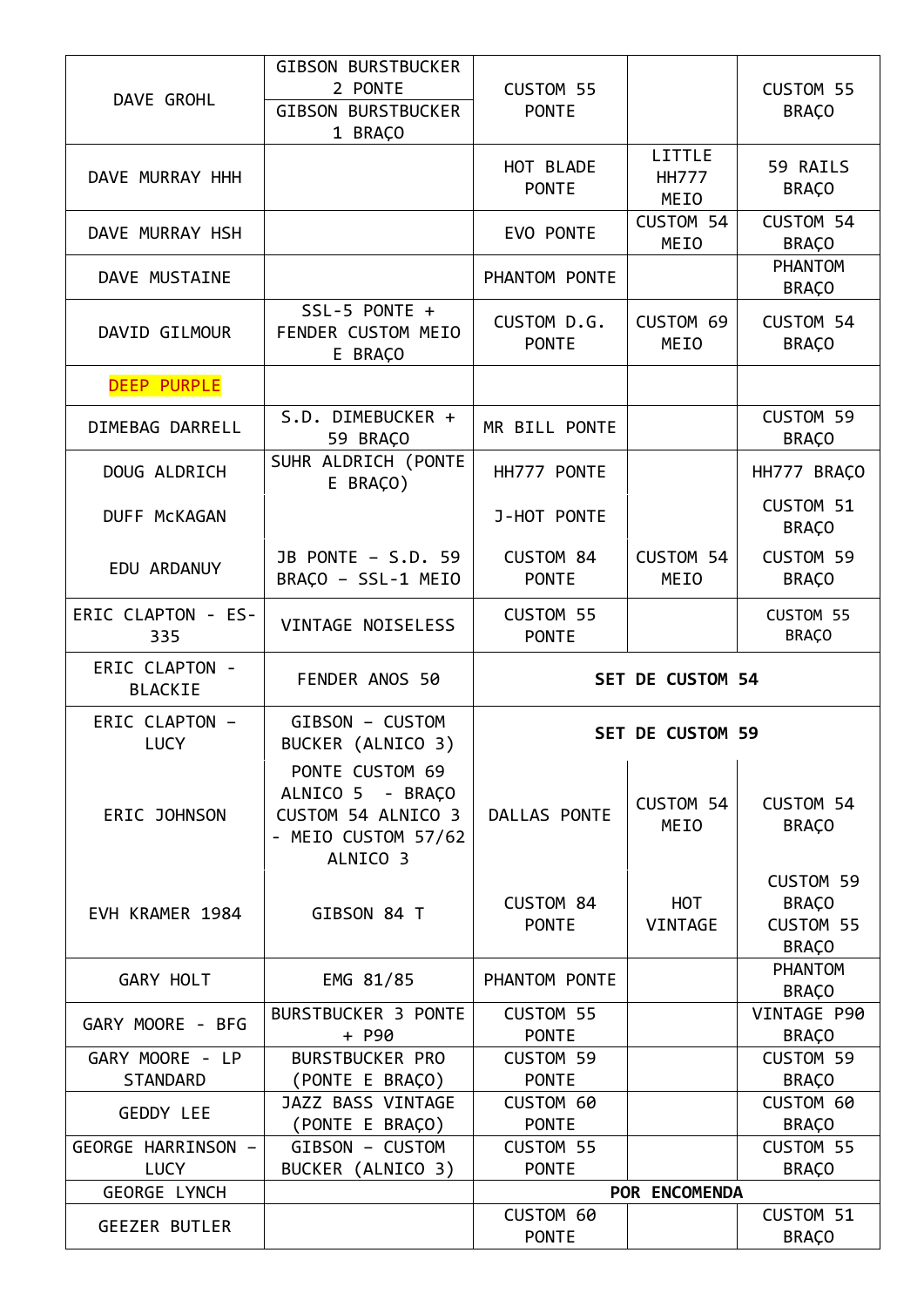| | | | | |
|---|---|---|---|---|
| DAVE GROHL | GIBSON BURSTBUCKER 2 PONTE<br>GIBSON BURSTBUCKER 1 BRAÇO | CUSTOM 55 PONTE | | CUSTOM 55 BRAÇO |
| DAVE MURRAY HHH | | HOT BLADE PONTE | LITTLE HH777 MEIO | 59 RAILS BRAÇO |
| DAVE MURRAY HSH | | EVO PONTE | CUSTOM 54 MEIO | CUSTOM 54 BRAÇO |
| DAVE MUSTAINE | | PHANTOM PONTE | | PHANTOM BRAÇO |
| DAVID GILMOUR | SSL-5 PONTE + FENDER CUSTOM MEIO E BRAÇO | CUSTOM D.G. PONTE | CUSTOM 69 MEIO | CUSTOM 54 BRAÇO |
| DEEP PURPLE | | | | |
| DIMEBAG DARRELL | S.D. DIMEBUCKER + 59 BRAÇO | MR BILL PONTE | | CUSTOM 59 BRAÇO |
| DOUG ALDRICH | SUHR ALDRICH (PONTE E BRAÇO) | HH777 PONTE | | HH777 BRAÇO |
| DUFF McKAGAN | | J-HOT PONTE | | CUSTOM 51 BRAÇO |
| EDU ARDANUY | JB PONTE – S.D. 59 BRAÇO – SSL-1 MEIO | CUSTOM 84 PONTE | CUSTOM 54 MEIO | CUSTOM 59 BRAÇO |
| ERIC CLAPTON - ES-335 | VINTAGE NOISELESS | CUSTOM 55 PONTE | | CUSTOM 55 BRAÇO |
| ERIC CLAPTON - BLACKIE | FENDER ANOS 50 | **SET DE CUSTOM 54** | | |
| ERIC CLAPTON – LUCY | GIBSON – CUSTOM BUCKER (ALNICO 3) | **SET DE CUSTOM 59** | | |
| ERIC JOHNSON | PONTE CUSTOM 69 ALNICO 5 - BRAÇO CUSTOM 54 ALNICO 3 - MEIO CUSTOM 57/62 ALNICO 3 | DALLAS PONTE | CUSTOM 54 MEIO | CUSTOM 54 BRAÇO |
| EVH KRAMER 1984 | GIBSON 84 T | CUSTOM 84 PONTE | HOT VINTAGE | CUSTOM 59 BRAÇO CUSTOM 55 BRAÇO |
| GARY HOLT | EMG 81/85 | PHANTOM PONTE | | PHANTOM BRAÇO |
| GARY MOORE - BFG | BURSTBUCKER 3 PONTE + P90 | CUSTOM 55 PONTE | | VINTAGE P90 BRAÇO |
| GARY MOORE - LP STANDARD | BURSTBUCKER PRO (PONTE E BRAÇO) | CUSTOM 59 PONTE | | CUSTOM 59 BRAÇO |
| GEDDY LEE | JAZZ BASS VINTAGE (PONTE E BRAÇO) | CUSTOM 60 PONTE | | CUSTOM 60 BRAÇO |
| GEORGE HARRINSON – LUCY | GIBSON – CUSTOM BUCKER (ALNICO 3) | CUSTOM 55 PONTE | | CUSTOM 55 BRAÇO |
| GEORGE LYNCH | | **POR ENCOMENDA** | | |
| GEEZER BUTLER | | CUSTOM 60 PONTE | | CUSTOM 51 BRAÇO |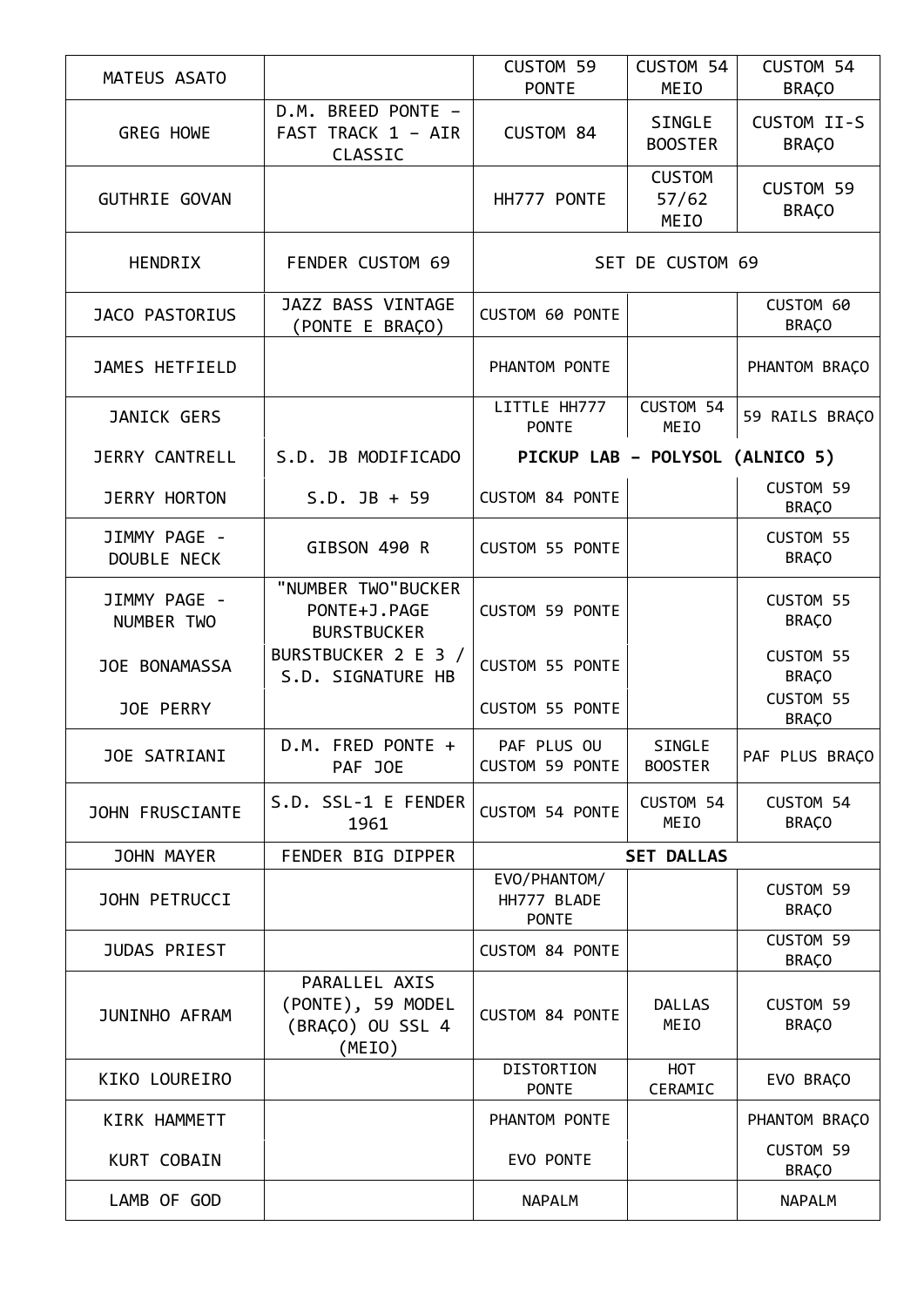| | | | | |
|---|---|---|---|---|
| MATEUS ASATO | | CUSTOM 59 PONTE | CUSTOM 54 MEIO | CUSTOM 54 BRAÇO |
| GREG HOWE | D.M. BREED PONTE – FAST TRACK 1 – AIR CLASSIC | CUSTOM 84 | SINGLE BOOSTER | CUSTOM II-S BRAÇO |
| GUTHRIE GOVAN | | HH777 PONTE | CUSTOM 57/62 MEIO | CUSTOM 59 BRAÇO |
| HENDRIX | FENDER CUSTOM 69 | SET DE CUSTOM 69 | | |
| JACO PASTORIUS | JAZZ BASS VINTAGE (PONTE E BRAÇO) | CUSTOM 60 PONTE | | CUSTOM 60 BRAÇO |
| JAMES HETFIELD | | PHANTOM PONTE | | PHANTOM BRAÇO |
| JANICK GERS | | LITTLE HH777 PONTE | CUSTOM 54 MEIO | 59 RAILS BRAÇO |
| JERRY CANTRELL | S.D. JB MODIFICADO | **PICKUP LAB – POLYSOL (ALNICO 5)** | | |
| JERRY HORTON | S.D. JB + 59 | CUSTOM 84 PONTE | | CUSTOM 59 BRAÇO |
| JIMMY PAGE - DOUBLE NECK | GIBSON 490 R | CUSTOM 55 PONTE | | CUSTOM 55 BRAÇO |
| JIMMY PAGE - NUMBER TWO | "NUMBER TWO"BUCKER PONTE+J.PAGE BURSTBUCKER | CUSTOM 59 PONTE | | CUSTOM 55 BRAÇO |
| JOE BONAMASSA | BURSTBUCKER 2 E 3 / S.D. SIGNATURE HB | CUSTOM 55 PONTE | | CUSTOM 55 BRAÇO |
| JOE PERRY | | CUSTOM 55 PONTE | | CUSTOM 55 BRAÇO |
| JOE SATRIANI | D.M. FRED PONTE + PAF JOE | PAF PLUS OU CUSTOM 59 PONTE | SINGLE BOOSTER | PAF PLUS BRAÇO |
| JOHN FRUSCIANTE | S.D. SSL-1 E FENDER 1961 | CUSTOM 54 PONTE | CUSTOM 54 MEIO | CUSTOM 54 BRAÇO |
| JOHN MAYER | FENDER BIG DIPPER | **SET DALLAS** | | |
| JOHN PETRUCCI | | EVO/PHANTOM/ HH777 BLADE PONTE | | CUSTOM 59 BRAÇO |
| JUDAS PRIEST | | CUSTOM 84 PONTE | | CUSTOM 59 BRAÇO |
| JUNINHO AFRAM | PARALLEL AXIS (PONTE), 59 MODEL (BRAÇO) OU SSL 4 (MEIO) | CUSTOM 84 PONTE | DALLAS MEIO | CUSTOM 59 BRAÇO |
| KIKO LOUREIRO | | DISTORTION PONTE | HOT CERAMIC | EVO BRAÇO |
| KIRK HAMMETT | | PHANTOM PONTE | | PHANTOM BRAÇO |
| KURT COBAIN | | EVO PONTE | | CUSTOM 59 BRAÇO |
| LAMB OF GOD | | NAPALM | | NAPALM |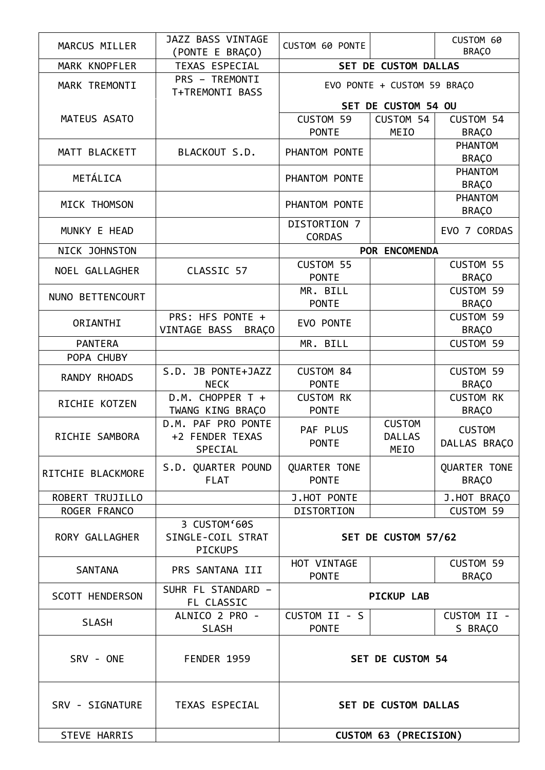| MARCUS MILLER | JAZZ BASS VINTAGE (PONTE E BRAÇO) | CUSTOM 60 PONTE | | CUSTOM 60 BRAÇO |
|---|---|---|---|---|
| MARK KNOPFLER | TEXAS ESPECIAL | **SET DE CUSTOM DALLAS** | | |
| MARK TREMONTI | PRS – TREMONTI T+TREMONTI BASS | EVO PONTE + CUSTOM 59 BRAÇO | | |
| MATEUS ASATO | | **SET DE CUSTOM 54 OU** | | |
| | | CUSTOM 59 PONTE | CUSTOM 54 MEIO | CUSTOM 54 BRAÇO |
| MATT BLACKETT | BLACKOUT S.D. | PHANTOM PONTE | | PHANTOM BRAÇO |
| METÁLICA | | PHANTOM PONTE | | PHANTOM BRAÇO |
| MICK THOMSON | | PHANTOM PONTE | | PHANTOM BRAÇO |
| MUNKY E HEAD | | DISTORTION 7 CORDAS | | EVO 7 CORDAS |
| NICK JOHNSTON | | **POR ENCOMENDA** | | |
| NOEL GALLAGHER | CLASSIC 57 | CUSTOM 55 PONTE | | CUSTOM 55 BRAÇO |
| NUNO BETTENCOURT | | MR. BILL PONTE | | CUSTOM 59 BRAÇO |
| ORIANTHI | PRS: HFS PONTE + VINTAGE BASS BRAÇO | EVO PONTE | | CUSTOM 59 BRAÇO |
| PANTERA | | MR. BILL | | CUSTOM 59 |
| POPA CHUBY | | | | |
| RANDY RHOADS | S.D. JB PONTE+JAZZ NECK | CUSTOM 84 PONTE | | CUSTOM 59 BRAÇO |
| RICHIE KOTZEN | D.M. CHOPPER T + TWANG KING BRAÇO | CUSTOM RK PONTE | | CUSTOM RK BRAÇO |
| RICHIE SAMBORA | D.M. PAF PRO PONTE +2 FENDER TEXAS SPECIAL | PAF PLUS PONTE | CUSTOM DALLAS MEIO | CUSTOM DALLAS BRAÇO |
| RITCHIE BLACKMORE | S.D. QUARTER POUND FLAT | QUARTER TONE PONTE | | QUARTER TONE BRAÇO |
| ROBERT TRUJILLO | | J.HOT PONTE | | J.HOT BRAÇO |
| ROGER FRANCO | | DISTORTION | | CUSTOM 59 |
| RORY GALLAGHER | 3 CUSTOM'60S SINGLE-COIL STRAT PICKUPS | **SET DE CUSTOM 57/62** | | |
| SANTANA | PRS SANTANA III | HOT VINTAGE PONTE | | CUSTOM 59 BRAÇO |
| SCOTT HENDERSON | SUHR FL STANDARD – FL CLASSIC | **PICKUP LAB** | | |
| SLASH | ALNICO 2 PRO - SLASH | CUSTOM II - S PONTE | | CUSTOM II - S BRAÇO |
| SRV - ONE | FENDER 1959 | **SET DE CUSTOM 54** | | |
| SRV - SIGNATURE | TEXAS ESPECIAL | **SET DE CUSTOM DALLAS** | | |
| STEVE HARRIS | | **CUSTOM 63 (PRECISION)** | | |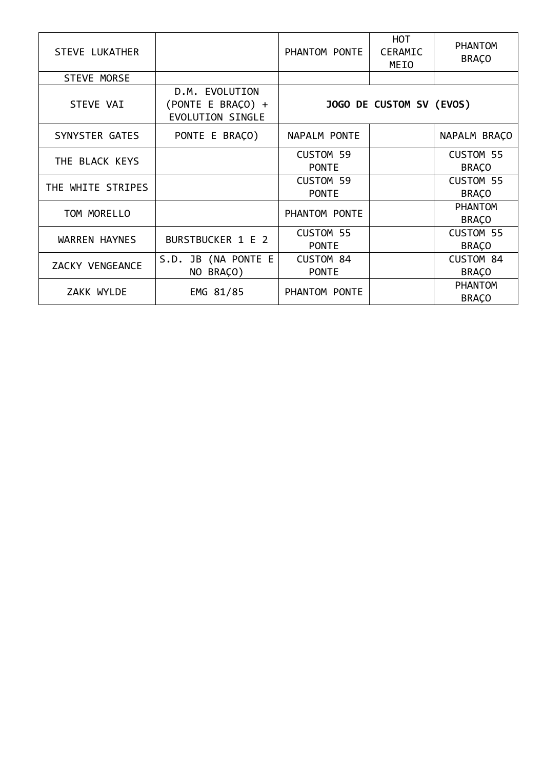| | | | | |
|---|---|---|---|---|
| STEVE LUKATHER | | PHANTOM PONTE | HOT CERAMIC MEIO | PHANTOM BRAÇO |
| STEVE MORSE | | | | |
| STEVE VAI | D.M. EVOLUTION (PONTE E BRAÇO) + EVOLUTION SINGLE | **JOGO DE CUSTOM SV (EVOS)** | | |
| SYNYSTER GATES | PONTE E BRAÇO) | NAPALM PONTE | | NAPALM BRAÇO |
| THE BLACK KEYS | | CUSTOM 59 PONTE | | CUSTOM 55 BRAÇO |
| THE WHITE STRIPES | | CUSTOM 59 PONTE | | CUSTOM 55 BRAÇO |
| TOM MORELLO | | PHANTOM PONTE | | PHANTOM BRAÇO |
| WARREN HAYNES | BURSTBUCKER 1 E 2 | CUSTOM 55 PONTE | | CUSTOM 55 BRAÇO |
| ZACKY VENGEANCE | S.D. JB (NA PONTE E NO BRAÇO) | CUSTOM 84 PONTE | | CUSTOM 84 BRAÇO |
| ZAKK WYLDE | EMG 81/85 | PHANTOM PONTE | | PHANTOM BRAÇO |